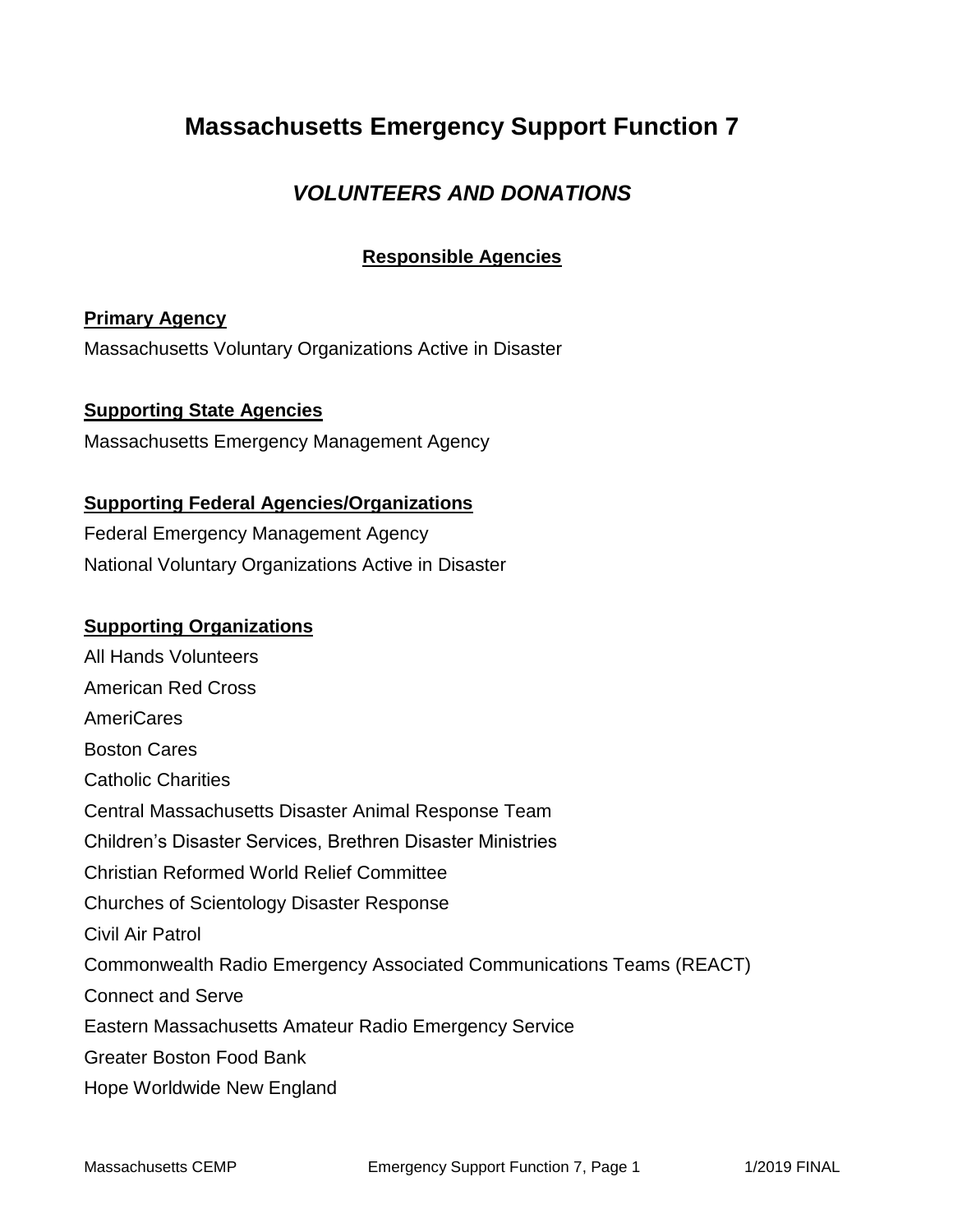# Massachusetts Emergency Support Function 7

## *VOLUNTEERS AND DONATIONS*

### Responsible Agencies

**Primary Agency**

Massachusetts Voluntary Organizations Active in Disaster

**Supporting State Agencies**

Massachusetts Emergency Management Agency

**Supporting Federal Agencies/Organizations**

Federal Emergency Management Agency

National Voluntary Organizations Active in Disaster

**Supporting Organizations**

All Hands Volunteers

American Red Cross

AmeriCares

Boston Cares

Catholic Charities

Central Massachusetts Disaster Animal Response Team

Children's Disaster Services, Brethren Disaster Ministries

Christian Reformed World Relief Committee

Churches of Scientology Disaster Response

Civil Air Patrol

Commonwealth Radio Emergency Associated Communications Teams (REACT)

Connect and Serve

Eastern Massachusetts Amateur Radio Emergency Service

Greater Boston Food Bank

Hope Worldwide New England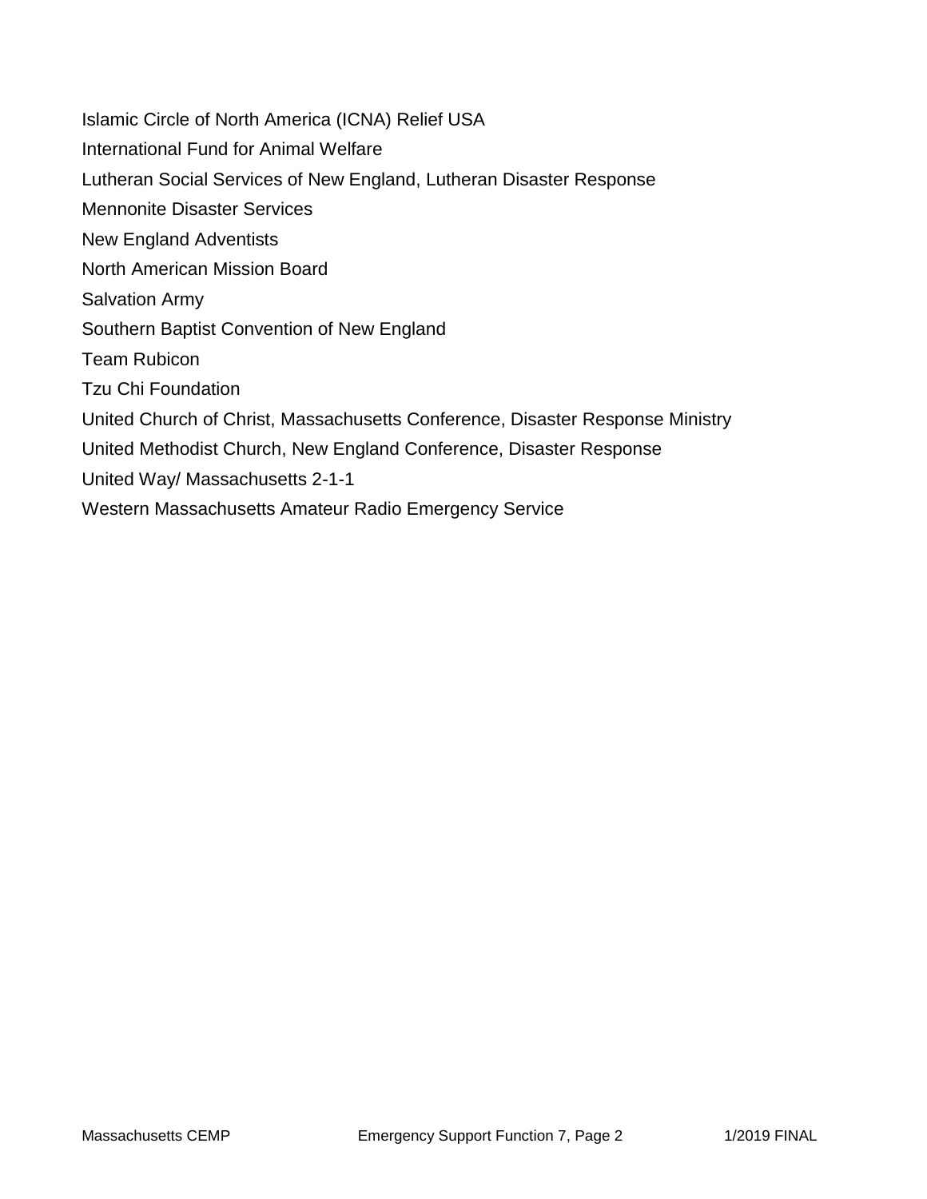Islamic Circle of North America (ICNA) Relief USA

International Fund for Animal Welfare

Lutheran Social Services of New England, Lutheran Disaster Response

Mennonite Disaster Services

New England Adventists

North American Mission Board

Salvation Army

Southern Baptist Convention of New England

Team Rubicon

Tzu Chi Foundation

United Church of Christ, Massachusetts Conference, Disaster Response Ministry

United Methodist Church, New England Conference, Disaster Response

United Way/ Massachusetts 2-1-1

Western Massachusetts Amateur Radio Emergency Service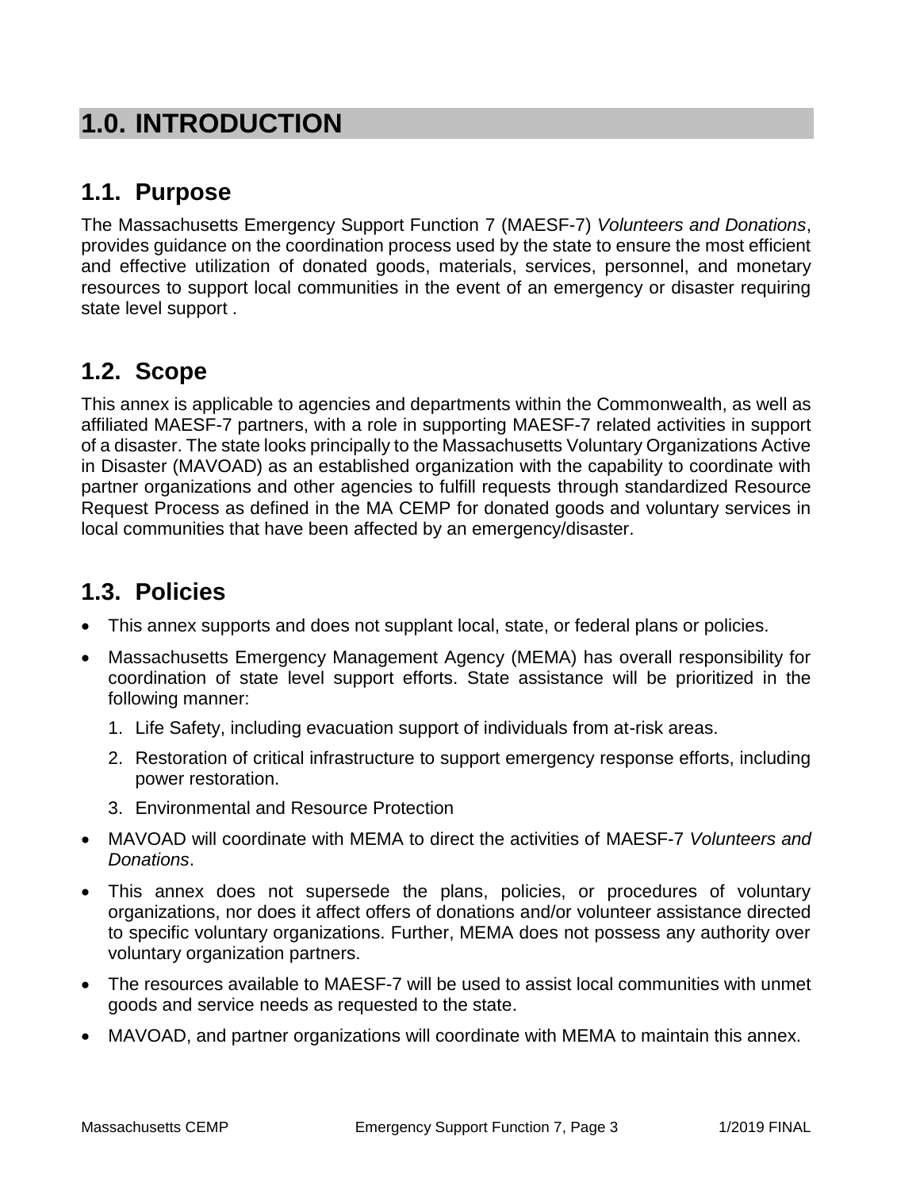# 1.0. INTRODUCTION

## 1.1. Purpose

The Massachusetts Emergency Support Function 7 (MAESF-7) *Volunteers and Donations*, provides guidance on the coordination process used by the state to ensure the most efficient and effective utilization of donated goods, materials, services, personnel, and monetary resources to support local communities in the event of an emergency or disaster requiring state level support .

## 1.2. Scope

This annex is applicable to agencies and departments within the Commonwealth, as well as affiliated MAESF-7 partners, with a role in supporting MAESF-7 related activities in support of a disaster. The state looks principally to the Massachusetts Voluntary Organizations Active in Disaster (MAVOAD) as an established organization with the capability to coordinate with partner organizations and other agencies to fulfill requests through standardized Resource Request Process as defined in the MA CEMP for donated goods and voluntary services in local communities that have been affected by an emergency/disaster.

## 1.3. Policies

- This annex supports and does not supplant local, state, or federal plans or policies.
- Massachusetts Emergency Management Agency (MEMA) has overall responsibility for coordination of state level support efforts. State assistance will be prioritized in the following manner:
  1. Life Safety, including evacuation support of individuals from at-risk areas.
  2. Restoration of critical infrastructure to support emergency response efforts, including power restoration.
  3. Environmental and Resource Protection
- MAVOAD will coordinate with MEMA to direct the activities of MAESF-7 *Volunteers and Donations*.
- This annex does not supersede the plans, policies, or procedures of voluntary organizations, nor does it affect offers of donations and/or volunteer assistance directed to specific voluntary organizations. Further, MEMA does not possess any authority over voluntary organization partners.
- The resources available to MAESF-7 will be used to assist local communities with unmet goods and service needs as requested to the state.
- MAVOAD, and partner organizations will coordinate with MEMA to maintain this annex.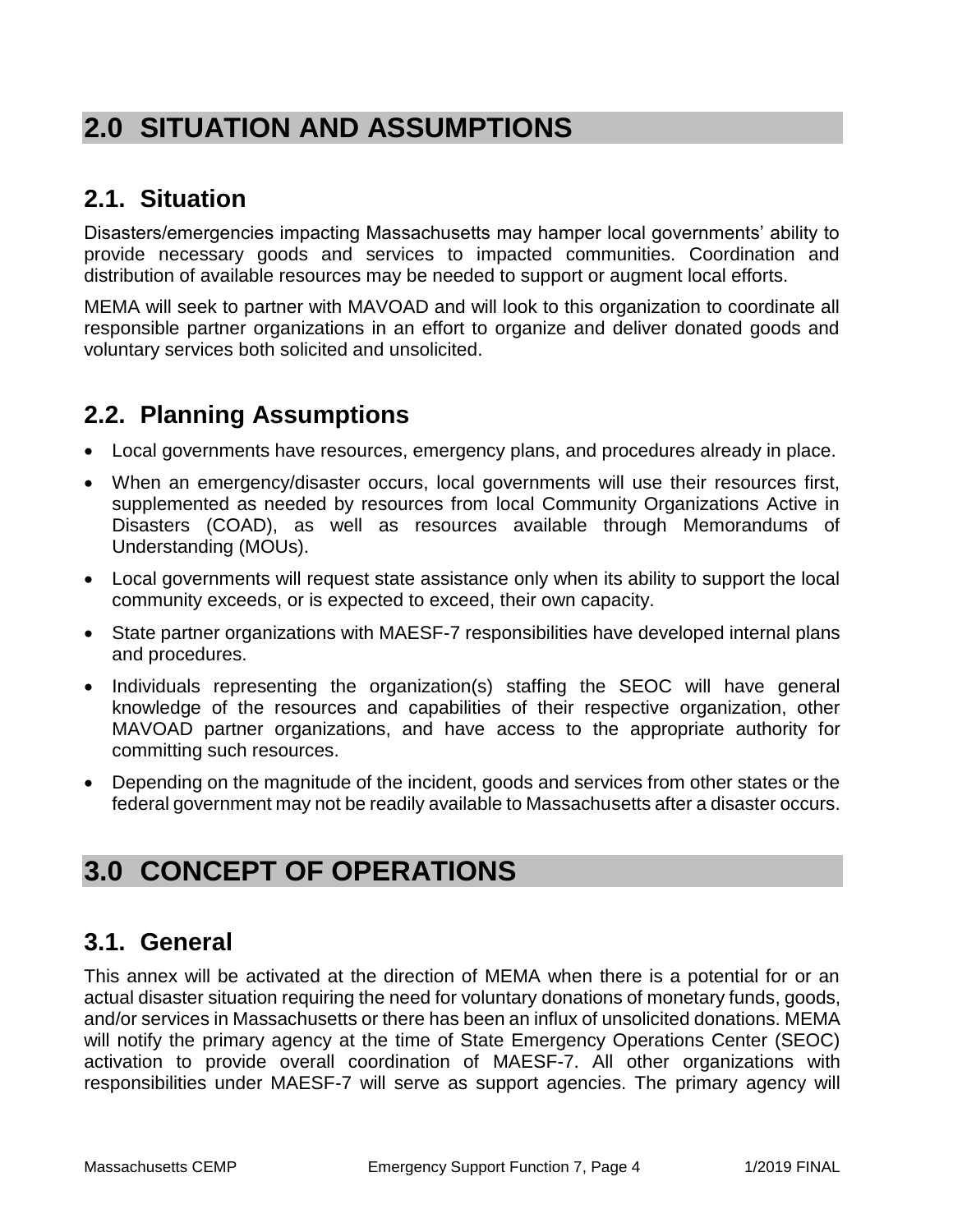# 2.0 SITUATION AND ASSUMPTIONS

## 2.1. Situation

Disasters/emergencies impacting Massachusetts may hamper local governments' ability to provide necessary goods and services to impacted communities. Coordination and distribution of available resources may be needed to support or augment local efforts.

MEMA will seek to partner with MAVOAD and will look to this organization to coordinate all responsible partner organizations in an effort to organize and deliver donated goods and voluntary services both solicited and unsolicited.

## 2.2. Planning Assumptions

- Local governments have resources, emergency plans, and procedures already in place.
- When an emergency/disaster occurs, local governments will use their resources first, supplemented as needed by resources from local Community Organizations Active in Disasters (COAD), as well as resources available through Memorandums of Understanding (MOUs).
- Local governments will request state assistance only when its ability to support the local community exceeds, or is expected to exceed, their own capacity.
- State partner organizations with MAESF-7 responsibilities have developed internal plans and procedures.
- Individuals representing the organization(s) staffing the SEOC will have general knowledge of the resources and capabilities of their respective organization, other MAVOAD partner organizations, and have access to the appropriate authority for committing such resources.
- Depending on the magnitude of the incident, goods and services from other states or the federal government may not be readily available to Massachusetts after a disaster occurs.

# 3.0 CONCEPT OF OPERATIONS

## 3.1. General

This annex will be activated at the direction of MEMA when there is a potential for or an actual disaster situation requiring the need for voluntary donations of monetary funds, goods, and/or services in Massachusetts or there has been an influx of unsolicited donations. MEMA will notify the primary agency at the time of State Emergency Operations Center (SEOC) activation to provide overall coordination of MAESF-7. All other organizations with responsibilities under MAESF-7 will serve as support agencies. The primary agency will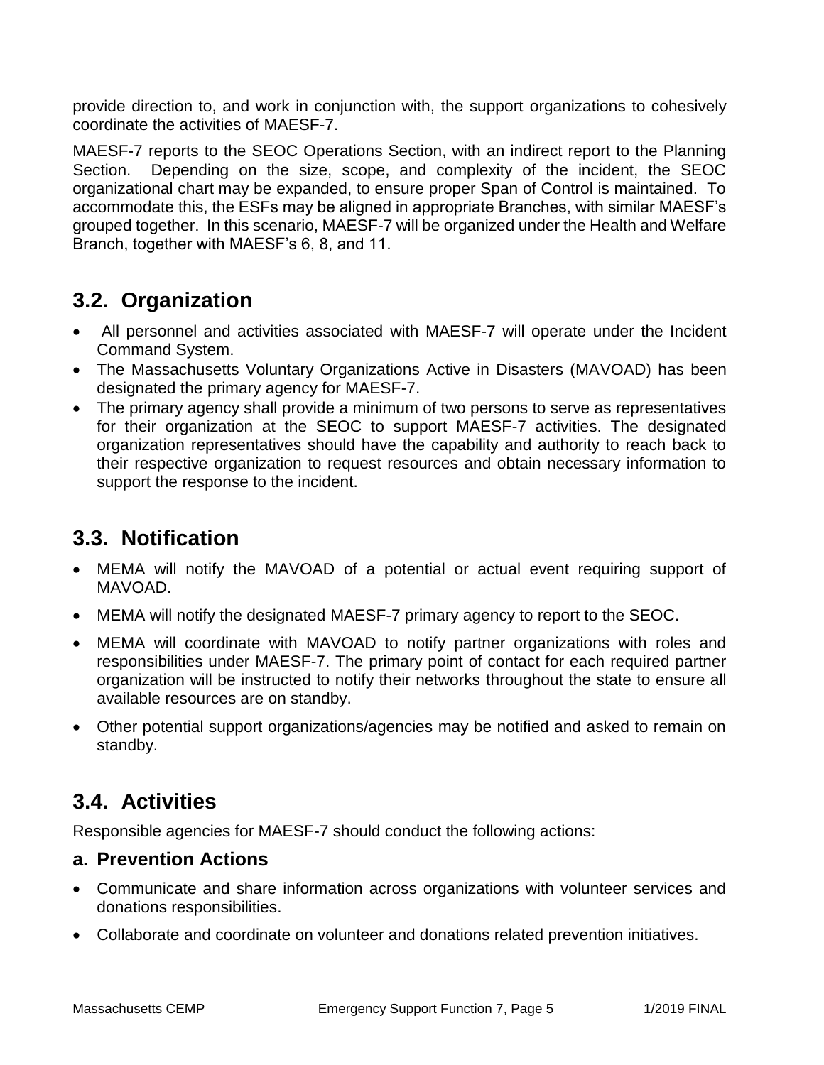provide direction to, and work in conjunction with, the support organizations to cohesively coordinate the activities of MAESF-7.

MAESF-7 reports to the SEOC Operations Section, with an indirect report to the Planning Section. Depending on the size, scope, and complexity of the incident, the SEOC organizational chart may be expanded, to ensure proper Span of Control is maintained. To accommodate this, the ESFs may be aligned in appropriate Branches, with similar MAESF's grouped together. In this scenario, MAESF-7 will be organized under the Health and Welfare Branch, together with MAESF's 6, 8, and 11.

## 3.2. Organization

- All personnel and activities associated with MAESF-7 will operate under the Incident Command System.
- The Massachusetts Voluntary Organizations Active in Disasters (MAVOAD) has been designated the primary agency for MAESF-7.
- The primary agency shall provide a minimum of two persons to serve as representatives for their organization at the SEOC to support MAESF-7 activities. The designated organization representatives should have the capability and authority to reach back to their respective organization to request resources and obtain necessary information to support the response to the incident.

## 3.3. Notification

- MEMA will notify the MAVOAD of a potential or actual event requiring support of MAVOAD.
- MEMA will notify the designated MAESF-7 primary agency to report to the SEOC.
- MEMA will coordinate with MAVOAD to notify partner organizations with roles and responsibilities under MAESF-7. The primary point of contact for each required partner organization will be instructed to notify their networks throughout the state to ensure all available resources are on standby.
- Other potential support organizations/agencies may be notified and asked to remain on standby.

## 3.4. Activities

Responsible agencies for MAESF-7 should conduct the following actions:

### a. Prevention Actions

- Communicate and share information across organizations with volunteer services and donations responsibilities.
- Collaborate and coordinate on volunteer and donations related prevention initiatives.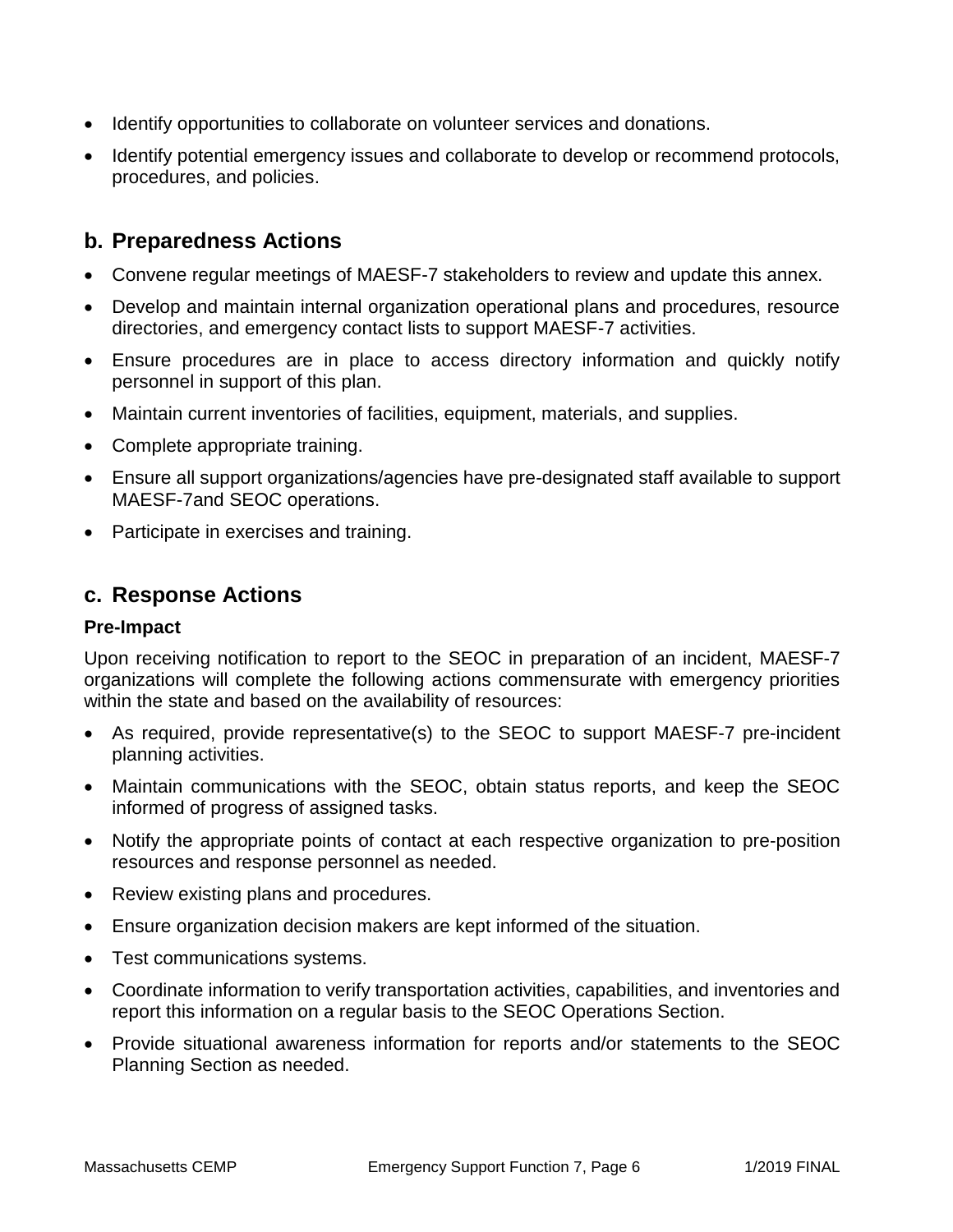- Identify opportunities to collaborate on volunteer services and donations.
- Identify potential emergency issues and collaborate to develop or recommend protocols, procedures, and policies.

## b. Preparedness Actions

- Convene regular meetings of MAESF-7 stakeholders to review and update this annex.
- Develop and maintain internal organization operational plans and procedures, resource directories, and emergency contact lists to support MAESF-7 activities.
- Ensure procedures are in place to access directory information and quickly notify personnel in support of this plan.
- Maintain current inventories of facilities, equipment, materials, and supplies.
- Complete appropriate training.
- Ensure all support organizations/agencies have pre-designated staff available to support MAESF-7and SEOC operations.
- Participate in exercises and training.

## c. Response Actions

**Pre-Impact**

Upon receiving notification to report to the SEOC in preparation of an incident, MAESF-7 organizations will complete the following actions commensurate with emergency priorities within the state and based on the availability of resources:

- As required, provide representative(s) to the SEOC to support MAESF-7 pre-incident planning activities.
- Maintain communications with the SEOC, obtain status reports, and keep the SEOC informed of progress of assigned tasks.
- Notify the appropriate points of contact at each respective organization to pre-position resources and response personnel as needed.
- Review existing plans and procedures.
- Ensure organization decision makers are kept informed of the situation.
- Test communications systems.
- Coordinate information to verify transportation activities, capabilities, and inventories and report this information on a regular basis to the SEOC Operations Section.
- Provide situational awareness information for reports and/or statements to the SEOC Planning Section as needed.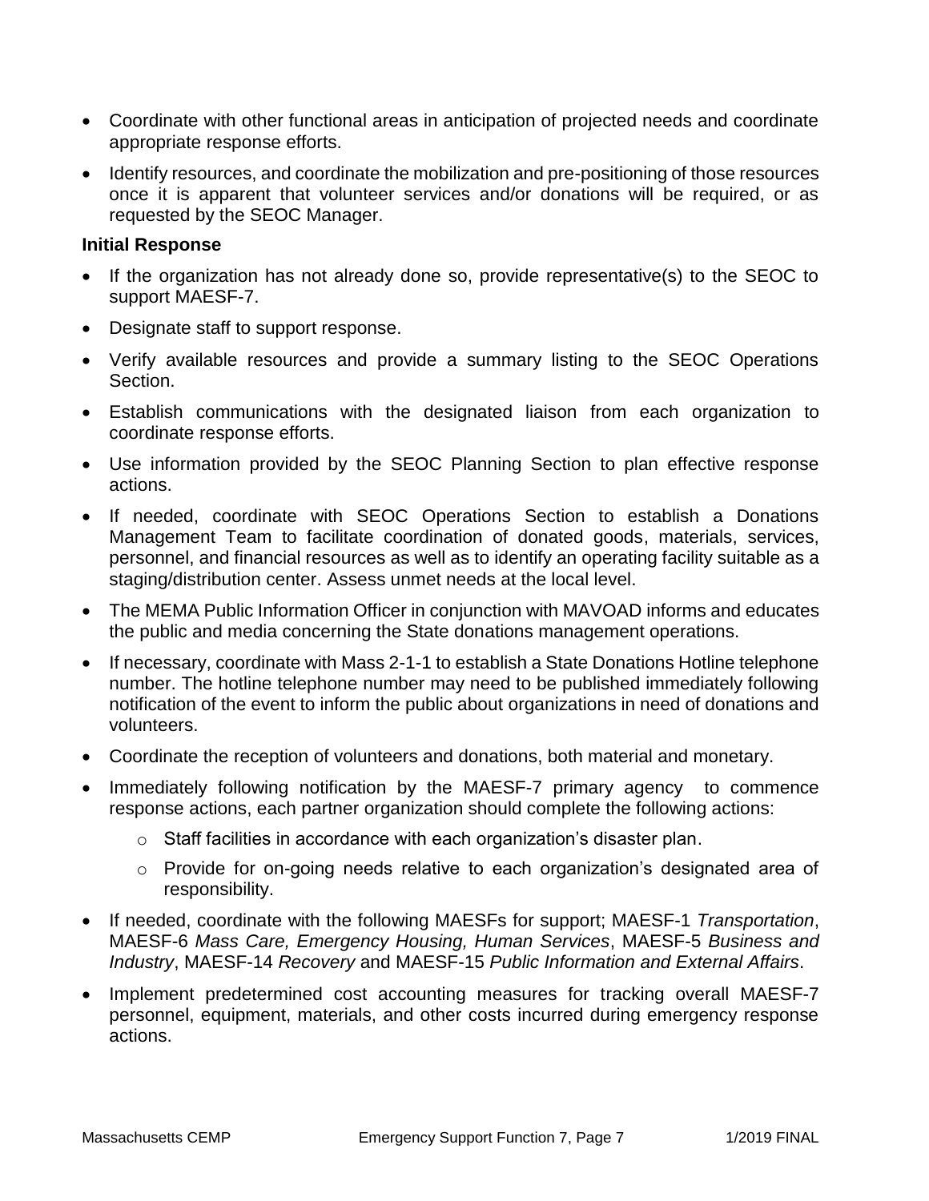- Coordinate with other functional areas in anticipation of projected needs and coordinate appropriate response efforts.
- Identify resources, and coordinate the mobilization and pre-positioning of those resources once it is apparent that volunteer services and/or donations will be required, or as requested by the SEOC Manager.

**Initial Response**

- If the organization has not already done so, provide representative(s) to the SEOC to support MAESF-7.
- Designate staff to support response.
- Verify available resources and provide a summary listing to the SEOC Operations Section.
- Establish communications with the designated liaison from each organization to coordinate response efforts.
- Use information provided by the SEOC Planning Section to plan effective response actions.
- If needed, coordinate with SEOC Operations Section to establish a Donations Management Team to facilitate coordination of donated goods, materials, services, personnel, and financial resources as well as to identify an operating facility suitable as a staging/distribution center. Assess unmet needs at the local level.
- The MEMA Public Information Officer in conjunction with MAVOAD informs and educates the public and media concerning the State donations management operations.
- If necessary, coordinate with Mass 2-1-1 to establish a State Donations Hotline telephone number. The hotline telephone number may need to be published immediately following notification of the event to inform the public about organizations in need of donations and volunteers.
- Coordinate the reception of volunteers and donations, both material and monetary.
- Immediately following notification by the MAESF-7 primary agency to commence response actions, each partner organization should complete the following actions:
  - Staff facilities in accordance with each organization's disaster plan.
  - Provide for on-going needs relative to each organization's designated area of responsibility.
- If needed, coordinate with the following MAESFs for support; MAESF-1 *Transportation*, MAESF-6 *Mass Care, Emergency Housing, Human Services*, MAESF-5 *Business and Industry*, MAESF-14 *Recovery* and MAESF-15 *Public Information and External Affairs*.
- Implement predetermined cost accounting measures for tracking overall MAESF-7 personnel, equipment, materials, and other costs incurred during emergency response actions.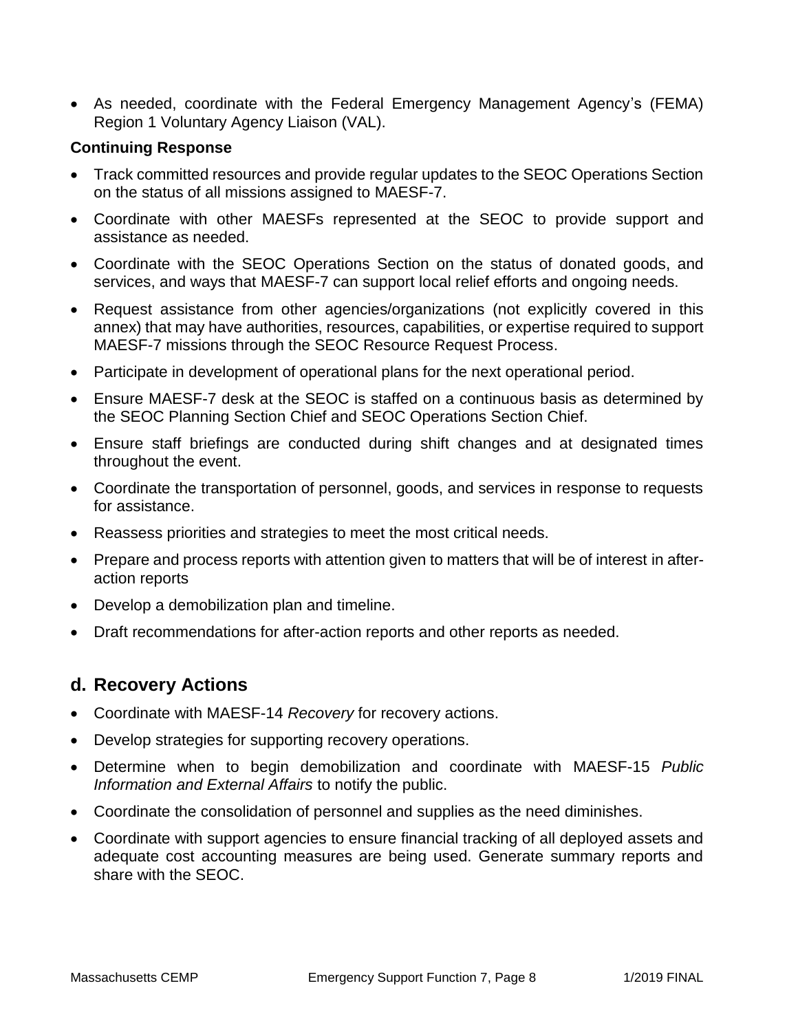- As needed, coordinate with the Federal Emergency Management Agency's (FEMA) Region 1 Voluntary Agency Liaison (VAL).

**Continuing Response**

- Track committed resources and provide regular updates to the SEOC Operations Section on the status of all missions assigned to MAESF-7.
- Coordinate with other MAESFs represented at the SEOC to provide support and assistance as needed.
- Coordinate with the SEOC Operations Section on the status of donated goods, and services, and ways that MAESF-7 can support local relief efforts and ongoing needs.
- Request assistance from other agencies/organizations (not explicitly covered in this annex) that may have authorities, resources, capabilities, or expertise required to support MAESF-7 missions through the SEOC Resource Request Process.
- Participate in development of operational plans for the next operational period.
- Ensure MAESF-7 desk at the SEOC is staffed on a continuous basis as determined by the SEOC Planning Section Chief and SEOC Operations Section Chief.
- Ensure staff briefings are conducted during shift changes and at designated times throughout the event.
- Coordinate the transportation of personnel, goods, and services in response to requests for assistance.
- Reassess priorities and strategies to meet the most critical needs.
- Prepare and process reports with attention given to matters that will be of interest in after-action reports
- Develop a demobilization plan and timeline.
- Draft recommendations for after-action reports and other reports as needed.

## d. Recovery Actions

- Coordinate with MAESF-14 *Recovery* for recovery actions.
- Develop strategies for supporting recovery operations.
- Determine when to begin demobilization and coordinate with MAESF-15 *Public Information and External Affairs* to notify the public.
- Coordinate the consolidation of personnel and supplies as the need diminishes.
- Coordinate with support agencies to ensure financial tracking of all deployed assets and adequate cost accounting measures are being used. Generate summary reports and share with the SEOC.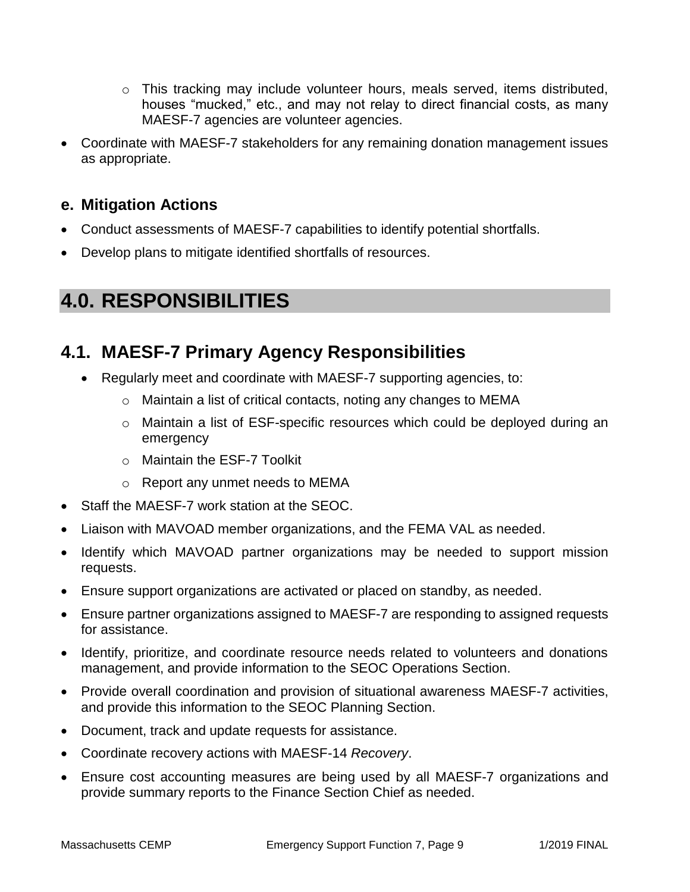- This tracking may include volunteer hours, meals served, items distributed, houses "mucked," etc., and may not relay to direct financial costs, as many MAESF-7 agencies are volunteer agencies.
- Coordinate with MAESF-7 stakeholders for any remaining donation management issues as appropriate.

### e. Mitigation Actions

- Conduct assessments of MAESF-7 capabilities to identify potential shortfalls.
- Develop plans to mitigate identified shortfalls of resources.

# 4.0. RESPONSIBILITIES

## 4.1. MAESF-7 Primary Agency Responsibilities

- Regularly meet and coordinate with MAESF-7 supporting agencies, to:
  - Maintain a list of critical contacts, noting any changes to MEMA
  - Maintain a list of ESF-specific resources which could be deployed during an emergency
  - Maintain the ESF-7 Toolkit
  - Report any unmet needs to MEMA
- Staff the MAESF-7 work station at the SEOC.
- Liaison with MAVOAD member organizations, and the FEMA VAL as needed.
- Identify which MAVOAD partner organizations may be needed to support mission requests.
- Ensure support organizations are activated or placed on standby, as needed.
- Ensure partner organizations assigned to MAESF-7 are responding to assigned requests for assistance.
- Identify, prioritize, and coordinate resource needs related to volunteers and donations management, and provide information to the SEOC Operations Section.
- Provide overall coordination and provision of situational awareness MAESF-7 activities, and provide this information to the SEOC Planning Section.
- Document, track and update requests for assistance.
- Coordinate recovery actions with MAESF-14 *Recovery*.
- Ensure cost accounting measures are being used by all MAESF-7 organizations and provide summary reports to the Finance Section Chief as needed.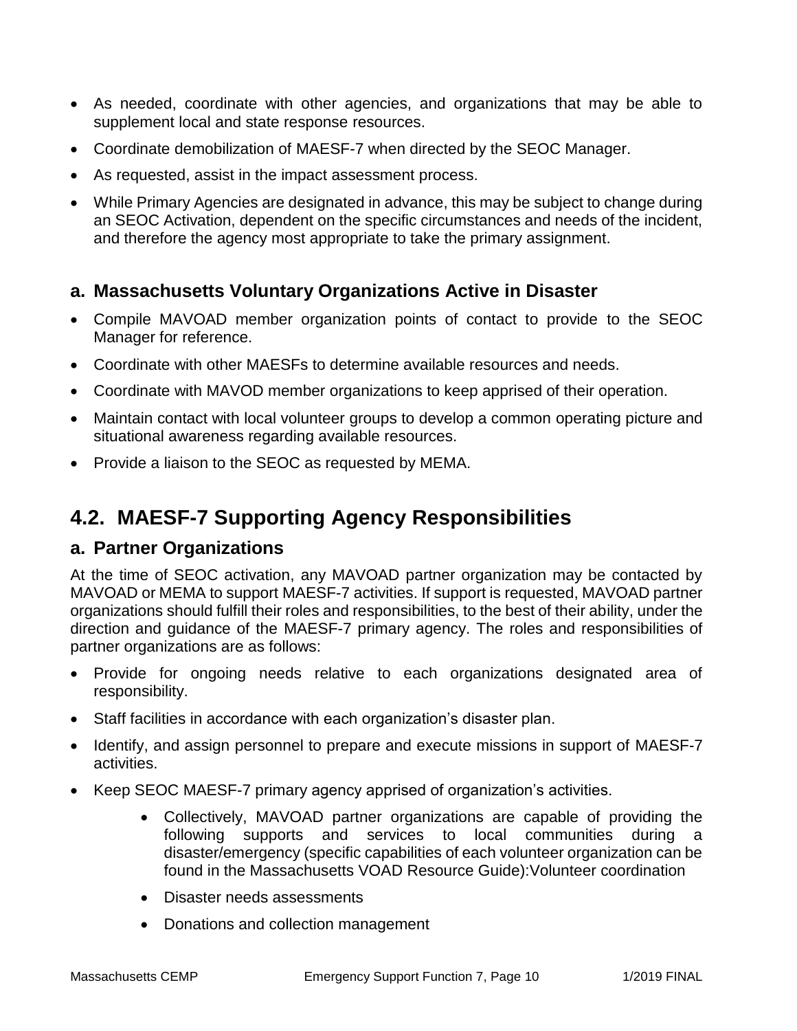- As needed, coordinate with other agencies, and organizations that may be able to supplement local and state response resources.
- Coordinate demobilization of MAESF-7 when directed by the SEOC Manager.
- As requested, assist in the impact assessment process.
- While Primary Agencies are designated in advance, this may be subject to change during an SEOC Activation, dependent on the specific circumstances and needs of the incident, and therefore the agency most appropriate to take the primary assignment.

### a. Massachusetts Voluntary Organizations Active in Disaster

- Compile MAVOAD member organization points of contact to provide to the SEOC Manager for reference.
- Coordinate with other MAESFs to determine available resources and needs.
- Coordinate with MAVOD member organizations to keep apprised of their operation.
- Maintain contact with local volunteer groups to develop a common operating picture and situational awareness regarding available resources.
- Provide a liaison to the SEOC as requested by MEMA.

## 4.2. MAESF-7 Supporting Agency Responsibilities

### a. Partner Organizations

At the time of SEOC activation, any MAVOAD partner organization may be contacted by MAVOAD or MEMA to support MAESF-7 activities. If support is requested, MAVOAD partner organizations should fulfill their roles and responsibilities, to the best of their ability, under the direction and guidance of the MAESF-7 primary agency. The roles and responsibilities of partner organizations are as follows:

- Provide for ongoing needs relative to each organizations designated area of responsibility.
- Staff facilities in accordance with each organization's disaster plan.
- Identify, and assign personnel to prepare and execute missions in support of MAESF-7 activities.
- Keep SEOC MAESF-7 primary agency apprised of organization's activities.
    - Collectively, MAVOAD partner organizations are capable of providing the following supports and services to local communities during a disaster/emergency (specific capabilities of each volunteer organization can be found in the Massachusetts VOAD Resource Guide):Volunteer coordination
    - Disaster needs assessments
    - Donations and collection management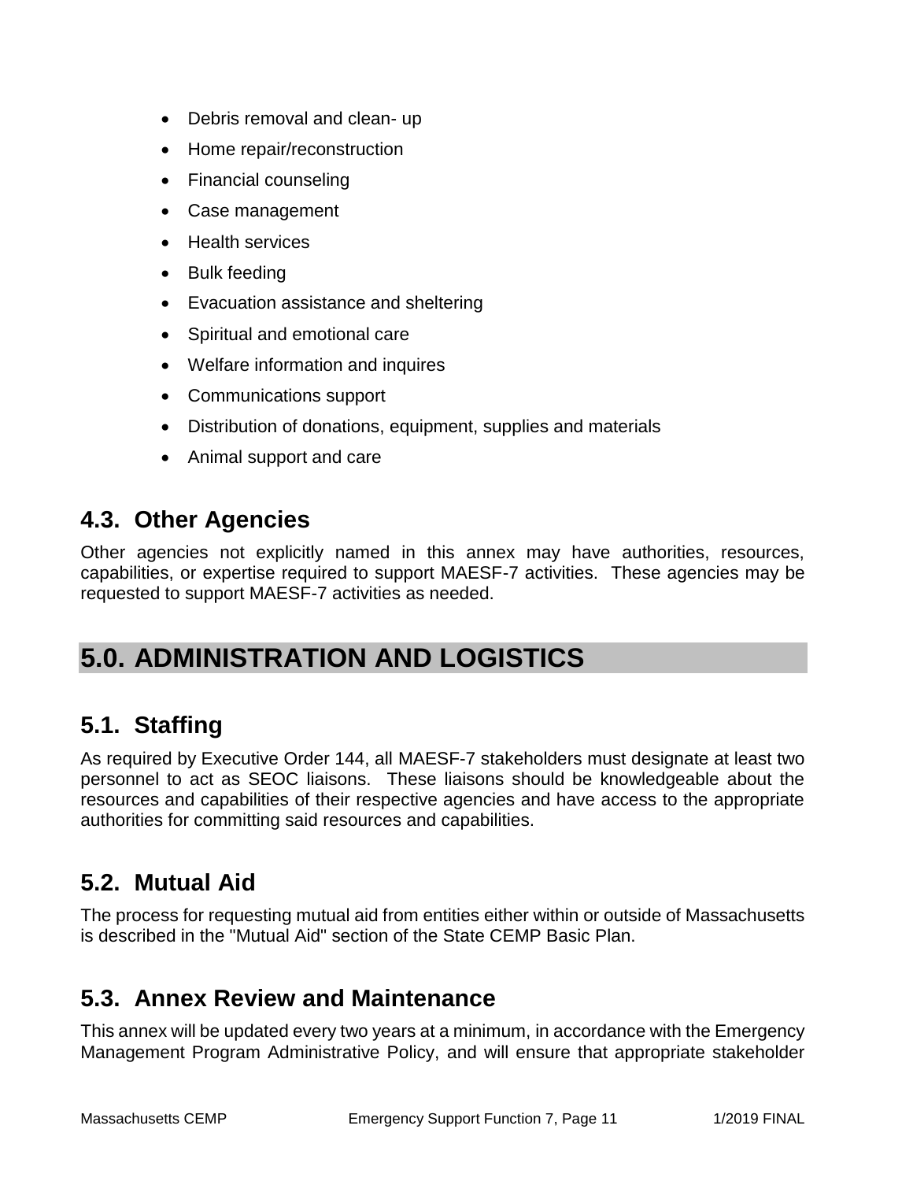- Debris removal and clean- up
- Home repair/reconstruction
- Financial counseling
- Case management
- Health services
- Bulk feeding
- Evacuation assistance and sheltering
- Spiritual and emotional care
- Welfare information and inquires
- Communications support
- Distribution of donations, equipment, supplies and materials
- Animal support and care

## 4.3. Other Agencies

Other agencies not explicitly named in this annex may have authorities, resources, capabilities, or expertise required to support MAESF-7 activities. These agencies may be requested to support MAESF-7 activities as needed.

# 5.0. ADMINISTRATION AND LOGISTICS

## 5.1. Staffing

As required by Executive Order 144, all MAESF-7 stakeholders must designate at least two personnel to act as SEOC liaisons. These liaisons should be knowledgeable about the resources and capabilities of their respective agencies and have access to the appropriate authorities for committing said resources and capabilities.

## 5.2. Mutual Aid

The process for requesting mutual aid from entities either within or outside of Massachusetts is described in the "Mutual Aid" section of the State CEMP Basic Plan.

## 5.3. Annex Review and Maintenance

This annex will be updated every two years at a minimum, in accordance with the Emergency Management Program Administrative Policy, and will ensure that appropriate stakeholder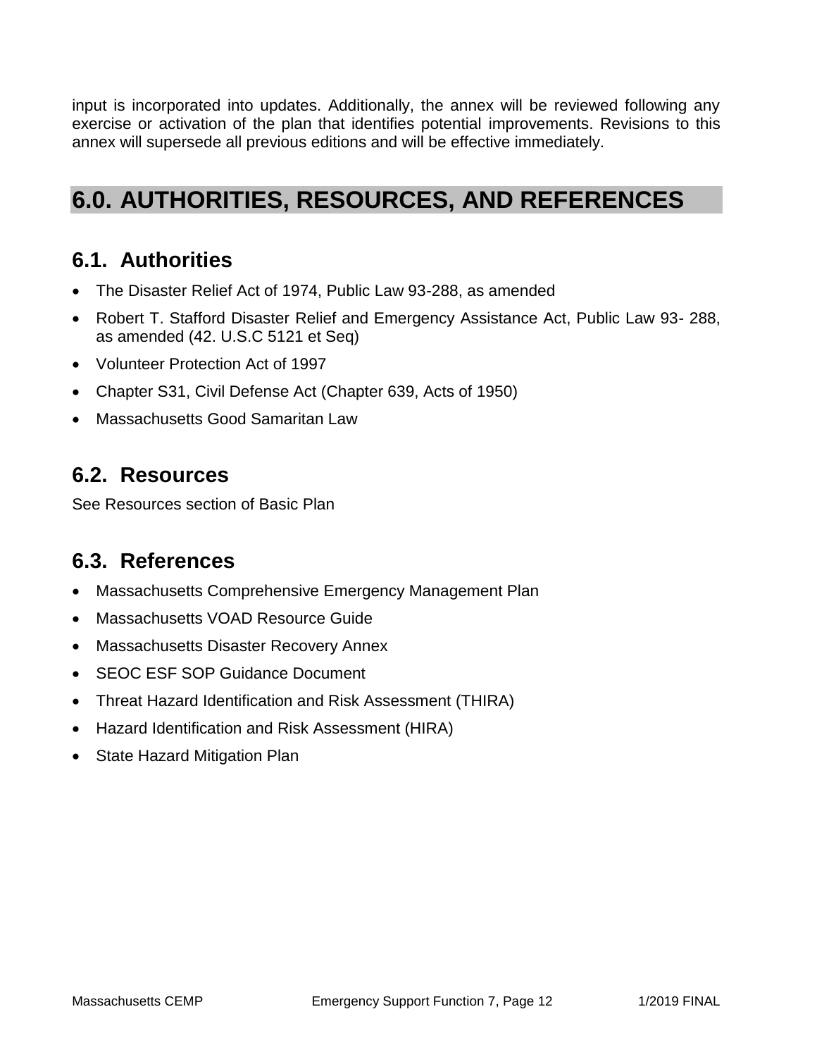input is incorporated into updates. Additionally, the annex will be reviewed following any exercise or activation of the plan that identifies potential improvements. Revisions to this annex will supersede all previous editions and will be effective immediately.

# 6.0. AUTHORITIES, RESOURCES, AND REFERENCES

## 6.1. Authorities

- The Disaster Relief Act of 1974, Public Law 93-288, as amended
- Robert T. Stafford Disaster Relief and Emergency Assistance Act, Public Law 93- 288, as amended (42. U.S.C 5121 et Seq)
- Volunteer Protection Act of 1997
- Chapter S31, Civil Defense Act (Chapter 639, Acts of 1950)
- Massachusetts Good Samaritan Law

## 6.2. Resources

See Resources section of Basic Plan

## 6.3. References

- Massachusetts Comprehensive Emergency Management Plan
- Massachusetts VOAD Resource Guide
- Massachusetts Disaster Recovery Annex
- SEOC ESF SOP Guidance Document
- Threat Hazard Identification and Risk Assessment (THIRA)
- Hazard Identification and Risk Assessment (HIRA)
- State Hazard Mitigation Plan